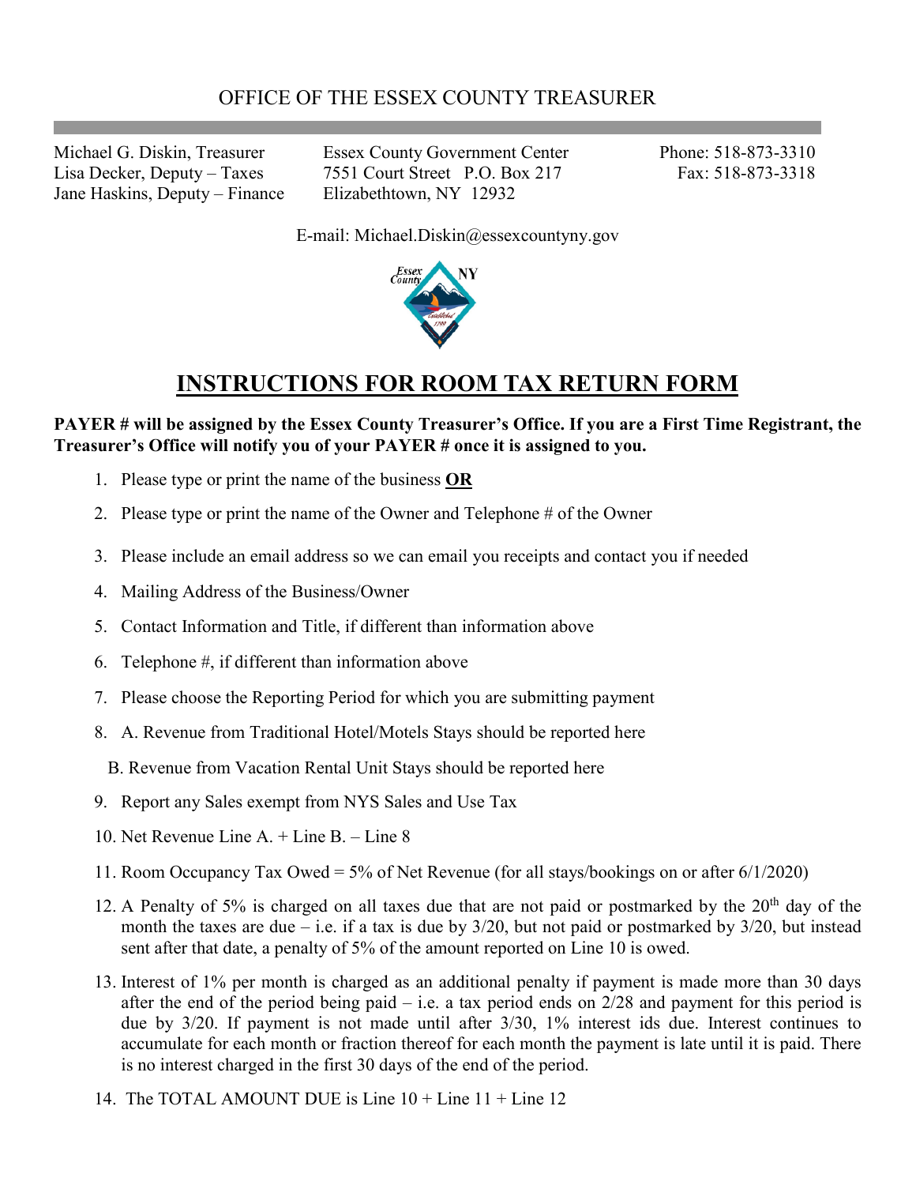# OFFICE OF THE ESSEX COUNTY TREASURER

Michael G. Diskin, Treasurer
Lisa Decker, Deputy – Taxes
Jane Haskins, Deputy – Finance

Essex County Government Center
7551 Court Street P.O. Box 217
Elizabethtown, NY 12932

Phone: 518-873-3310
Fax: 518-873-3318

E-mail: Michael.Diskin@essexcountyny.gov

## INSTRUCTIONS FOR ROOM TAX RETURN FORM

**PAYER # will be assigned by the Essex County Treasurer's Office. If you are a First Time Registrant, the Treasurer's Office will notify you of your PAYER # once it is assigned to you.**

1. Please type or print the name of the business **OR**
2. Please type or print the name of the Owner and Telephone # of the Owner
3. Please include an email address so we can email you receipts and contact you if needed
4. Mailing Address of the Business/Owner
5. Contact Information and Title, if different than information above
6. Telephone #, if different than information above
7. Please choose the Reporting Period for which you are submitting payment
8. A. Revenue from Traditional Hotel/Motels Stays should be reported here

   B. Revenue from Vacation Rental Unit Stays should be reported here
9. Report any Sales exempt from NYS Sales and Use Tax
10. Net Revenue Line A. + Line B. – Line 8
11. Room Occupancy Tax Owed = 5% of Net Revenue (for all stays/bookings on or after 6/1/2020)
12. A Penalty of 5% is charged on all taxes due that are not paid or postmarked by the 20th day of the month the taxes are due – i.e. if a tax is due by 3/20, but not paid or postmarked by 3/20, but instead sent after that date, a penalty of 5% of the amount reported on Line 10 is owed.
13. Interest of 1% per month is charged as an additional penalty if payment is made more than 30 days after the end of the period being paid – i.e. a tax period ends on 2/28 and payment for this period is due by 3/20. If payment is not made until after 3/30, 1% interest ids due. Interest continues to accumulate for each month or fraction thereof for each month the payment is late until it is paid. There is no interest charged in the first 30 days of the end of the period.
14. The TOTAL AMOUNT DUE is Line 10 + Line 11 + Line 12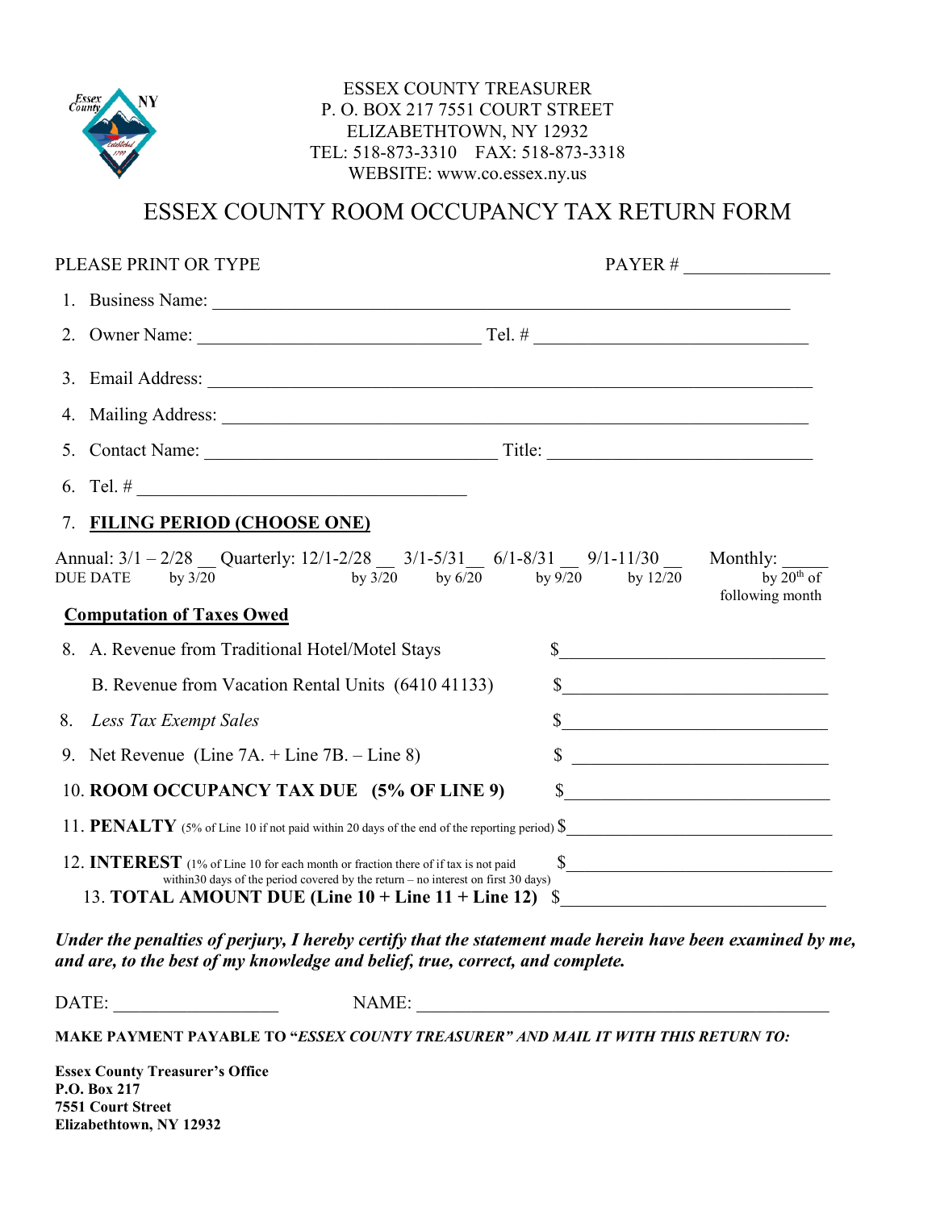ESSEX COUNTY TREASURER
P. O. BOX 217 7551 COURT STREET
ELIZABETHTOWN, NY 12932
TEL: 518-873-3310 FAX: 518-873-3318
WEBSITE: www.co.essex.ny.us

# ESSEX COUNTY ROOM OCCUPANCY TAX RETURN FORM

PLEASE PRINT OR TYPE PAYER # ________________

1. Business Name: ______________________________________________________________
2. Owner Name: ______________________________ Tel. # ______________________________
3. Email Address: ______________________________________________________________
4. Mailing Address: ______________________________________________________________
5. Contact Name: ______________________________ Title: ______________________________
6. Tel. # __________________________________
7. **FILING PERIOD (CHOOSE ONE)**

| | | | | | | |
|---|---|---|---|---|---|---|
| | Annual: 3/1 – 2/28 __ | Quarterly: 12/1-2/28 __ | 3/1-5/31 __ | 6/1-8/31 __ | 9/1-11/30 __ | Monthly: _____ |
| DUE DATE | by 3/20 | by 3/20 | by 6/20 | by 9/20 | by 12/20 | by 20th of following month |

**Computation of Taxes Owed**

8. A. Revenue from Traditional Hotel/Motel Stays $____________________________

   B. Revenue from Vacation Rental Units (6410 41133) $____________________________

8. *Less Tax Exempt Sales* $____________________________

9. Net Revenue (Line 7A. + Line 7B. – Line 8) $ ____________________________

10. **ROOM OCCUPANCY TAX DUE (5% OF LINE 9)** $____________________________

11. **PENALTY** (5% of Line 10 if not paid within 20 days of the end of the reporting period) $____________________________

12. **INTEREST** (1% of Line 10 for each month or fraction there of if tax is not paid within30 days of the period covered by the return – no interest on first 30 days) $____________________________

13. **TOTAL AMOUNT DUE (Line 10 + Line 11 + Line 12)** $____________________________

***Under the penalties of perjury, I hereby certify that the statement made herein have been examined by me, and are, to the best of my knowledge and belief, true, correct, and complete.***

DATE: __________________ NAME: ______________________________________________

**MAKE PAYMENT PAYABLE TO "*ESSEX COUNTY TREASURER*" AND MAIL IT WITH THIS RETURN TO:**

**Essex County Treasurer's Office**
**P.O. Box 217**
**7551 Court Street**
**Elizabethtown, NY 12932**